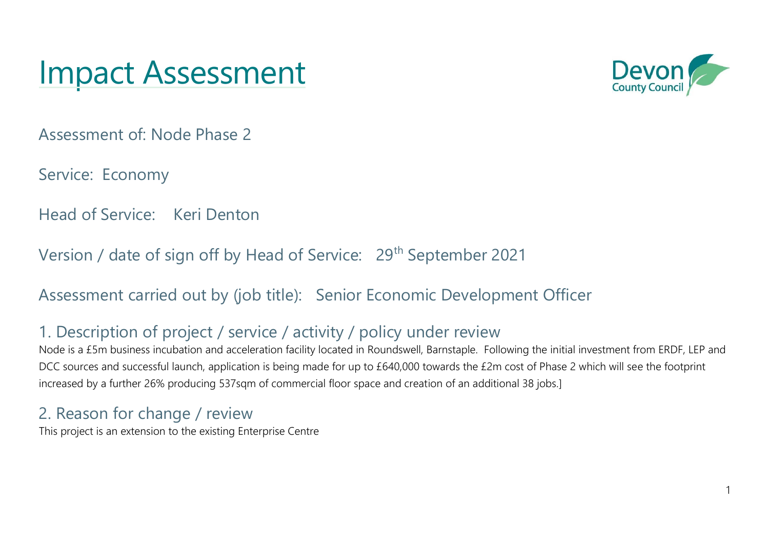# Impact Assessment

Assessment of: Node Phase 2

Service: Economy

Head of Service: Keri Denton

Version / date of sign off by Head of Service: 29th September 2021

Assessment carried out by (job title): Senior Economic Development Officer

## 1. Description of project / service / activity / policy under review

Node is a £5m business incubation and acceleration facility located in Roundswell, Barnstaple. Following the initial investment from ERDF, LEP and DCC sources and successful launch, application is being made for up to £640,000 towards the £2m cost of Phase 2 which will see the footprint increased by a further 26% producing 537sqm of commercial floor space and creation of an additional 38 jobs.]

## 2. Reason for change / review

This project is an extension to the existing Enterprise Centre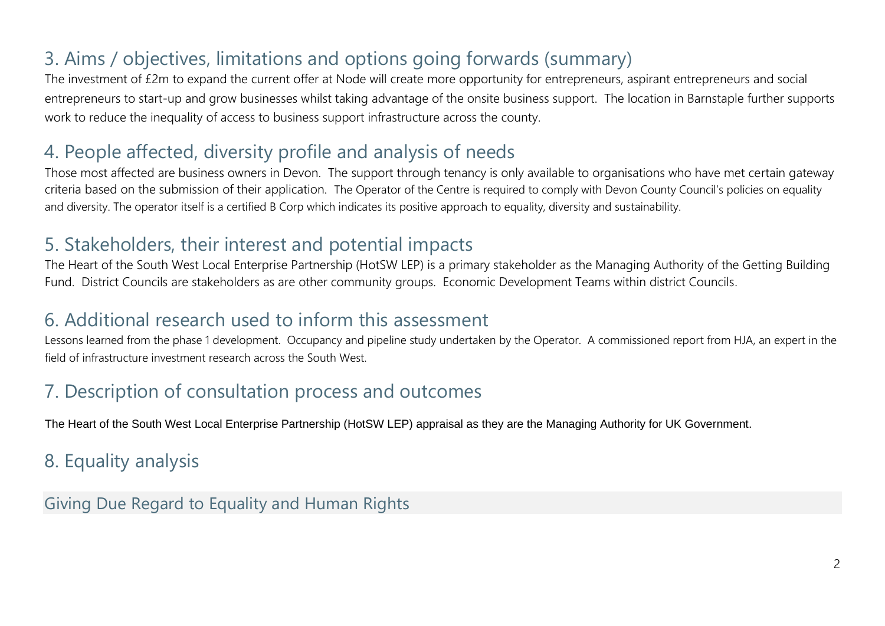## 3. Aims / objectives, limitations and options going forwards (summary)

The investment of £2m to expand the current offer at Node will create more opportunity for entrepreneurs, aspirant entrepreneurs and social entrepreneurs to start-up and grow businesses whilst taking advantage of the onsite business support. The location in Barnstaple further supports work to reduce the inequality of access to business support infrastructure across the county.

## 4. People affected, diversity profile and analysis of needs

Those most affected are business owners in Devon. The support through tenancy is only available to organisations who have met certain gateway criteria based on the submission of their application. The Operator of the Centre is required to comply with Devon County Council's policies on equality and diversity. The operator itself is a certified B Corp which indicates its positive approach to equality, diversity and sustainability.

## 5. Stakeholders, their interest and potential impacts

The Heart of the South West Local Enterprise Partnership (HotSW LEP) is a primary stakeholder as the Managing Authority of the Getting Building Fund. District Councils are stakeholders as are other community groups. Economic Development Teams within district Councils.

## 6. Additional research used to inform this assessment

Lessons learned from the phase 1 development. Occupancy and pipeline study undertaken by the Operator. A commissioned report from HJA, an expert in the field of infrastructure investment research across the South West.

## 7. Description of consultation process and outcomes

The Heart of the South West Local Enterprise Partnership (HotSW LEP) appraisal as they are the Managing Authority for UK Government.

## 8. Equality analysis

### Giving Due Regard to Equality and Human Rights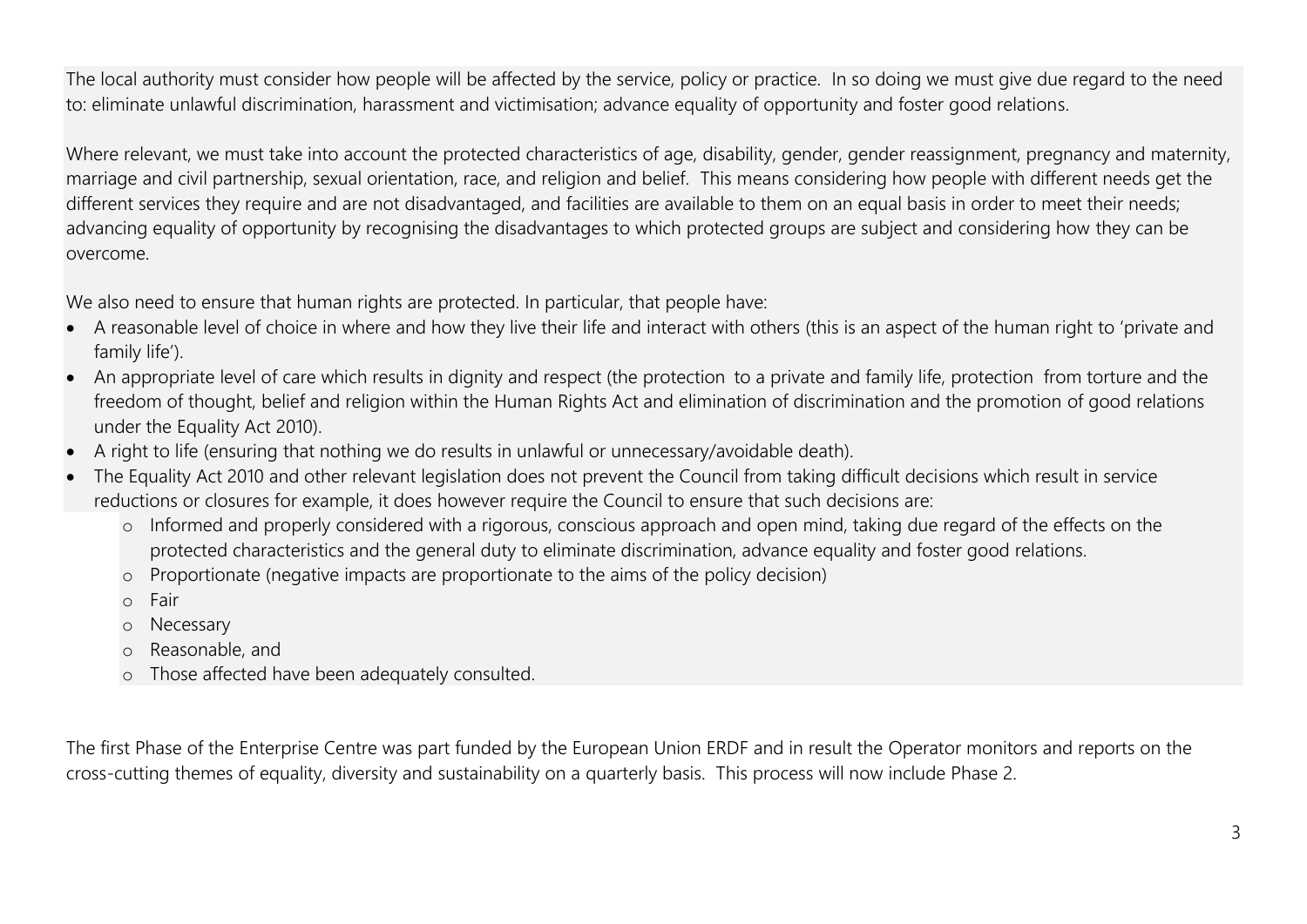The local authority must consider how people will be affected by the service, policy or practice. In so doing we must give due regard to the need to: eliminate unlawful discrimination, harassment and victimisation; advance equality of opportunity and foster good relations.

Where relevant, we must take into account the protected characteristics of age, disability, gender, gender reassignment, pregnancy and maternity, marriage and civil partnership, sexual orientation, race, and religion and belief. This means considering how people with different needs get the different services they require and are not disadvantaged, and facilities are available to them on an equal basis in order to meet their needs; advancing equality of opportunity by recognising the disadvantages to which protected groups are subject and considering how they can be overcome.

We also need to ensure that human rights are protected. In particular, that people have:

- A reasonable level of choice in where and how they live their life and interact with others (this is an aspect of the human right to 'private and family life').
- An appropriate level of care which results in dignity and respect (the protection to a private and family life, protection from torture and the freedom of thought, belief and religion within the Human Rights Act and elimination of discrimination and the promotion of good relations under the Equality Act 2010).
- A right to life (ensuring that nothing we do results in unlawful or unnecessary/avoidable death).
- The Equality Act 2010 and other relevant legislation does not prevent the Council from taking difficult decisions which result in service reductions or closures for example, it does however require the Council to ensure that such decisions are:
  - Informed and properly considered with a rigorous, conscious approach and open mind, taking due regard of the effects on the protected characteristics and the general duty to eliminate discrimination, advance equality and foster good relations.
  - Proportionate (negative impacts are proportionate to the aims of the policy decision)
  - Fair
  - Necessary
  - Reasonable, and
  - Those affected have been adequately consulted.

The first Phase of the Enterprise Centre was part funded by the European Union ERDF and in result the Operator monitors and reports on the cross-cutting themes of equality, diversity and sustainability on a quarterly basis. This process will now include Phase 2.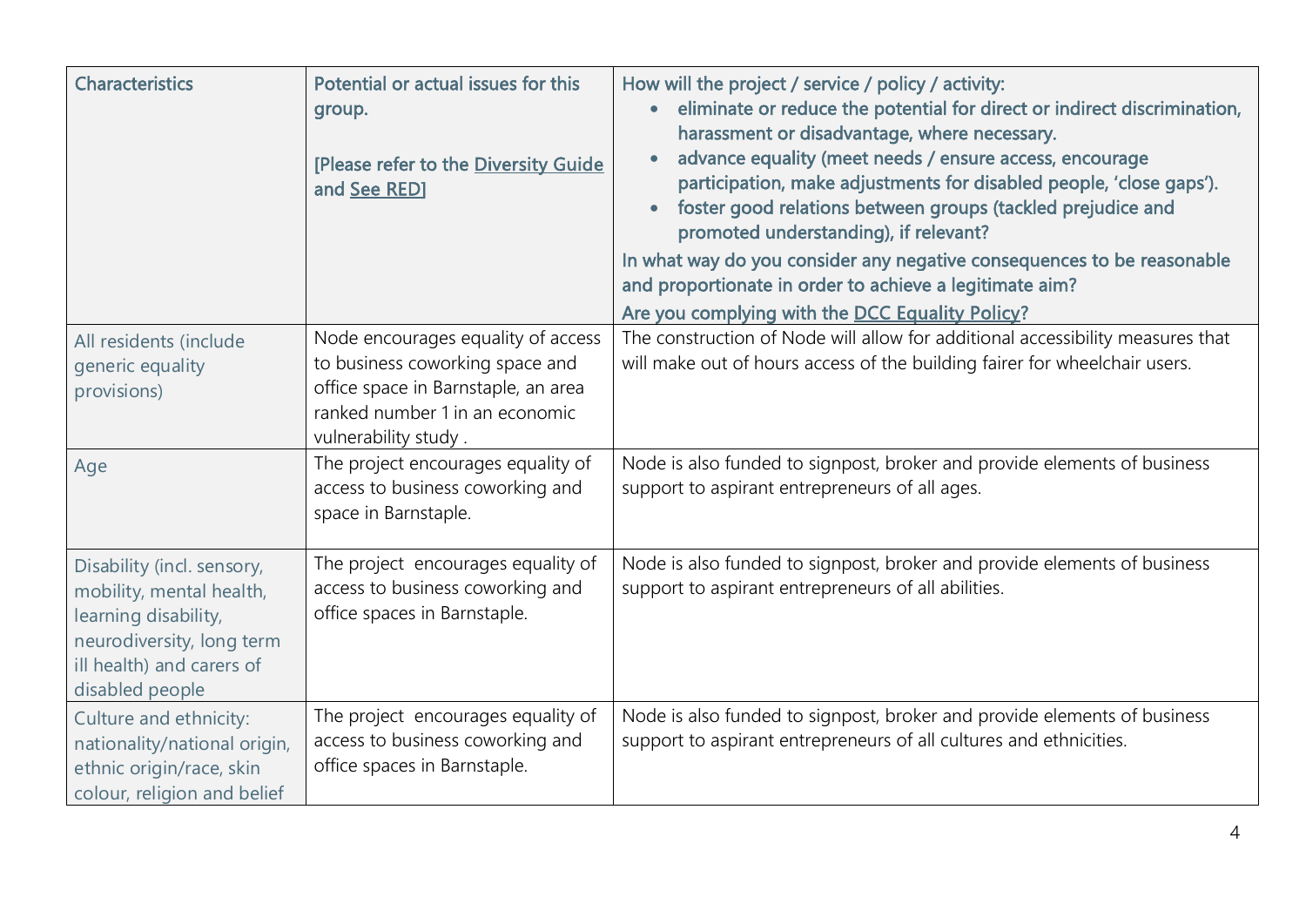| Characteristics | Potential or actual issues for this group. [Please refer to the Diversity Guide and See RED] | How will the project / service / policy / activity: <ul><li>eliminate or reduce the potential for direct or indirect discrimination, harassment or disadvantage, where necessary.</li><li>advance equality (meet needs / ensure access, encourage participation, make adjustments for disabled people, 'close gaps').</li><li>foster good relations between groups (tackled prejudice and promoted understanding), if relevant?</li></ul> In what way do you consider any negative consequences to be reasonable and proportionate in order to achieve a legitimate aim? Are you complying with the DCC Equality Policy? |
|---|---|---|
| All residents (include generic equality provisions) | Node encourages equality of access to business coworking space and office space in Barnstaple, an area ranked number 1 in an economic vulnerability study . | The construction of Node will allow for additional accessibility measures that will make out of hours access of the building fairer for wheelchair users. |
| Age | The project encourages equality of access to business coworking and space in Barnstaple. | Node is also funded to signpost, broker and provide elements of business support to aspirant entrepreneurs of all ages. |
| Disability (incl. sensory, mobility, mental health, learning disability, neurodiversity, long term ill health) and carers of disabled people | The project encourages equality of access to business coworking and office spaces in Barnstaple. | Node is also funded to signpost, broker and provide elements of business support to aspirant entrepreneurs of all abilities. |
| Culture and ethnicity: nationality/national origin, ethnic origin/race, skin colour, religion and belief | The project encourages equality of access to business coworking and office spaces in Barnstaple. | Node is also funded to signpost, broker and provide elements of business support to aspirant entrepreneurs of all cultures and ethnicities. |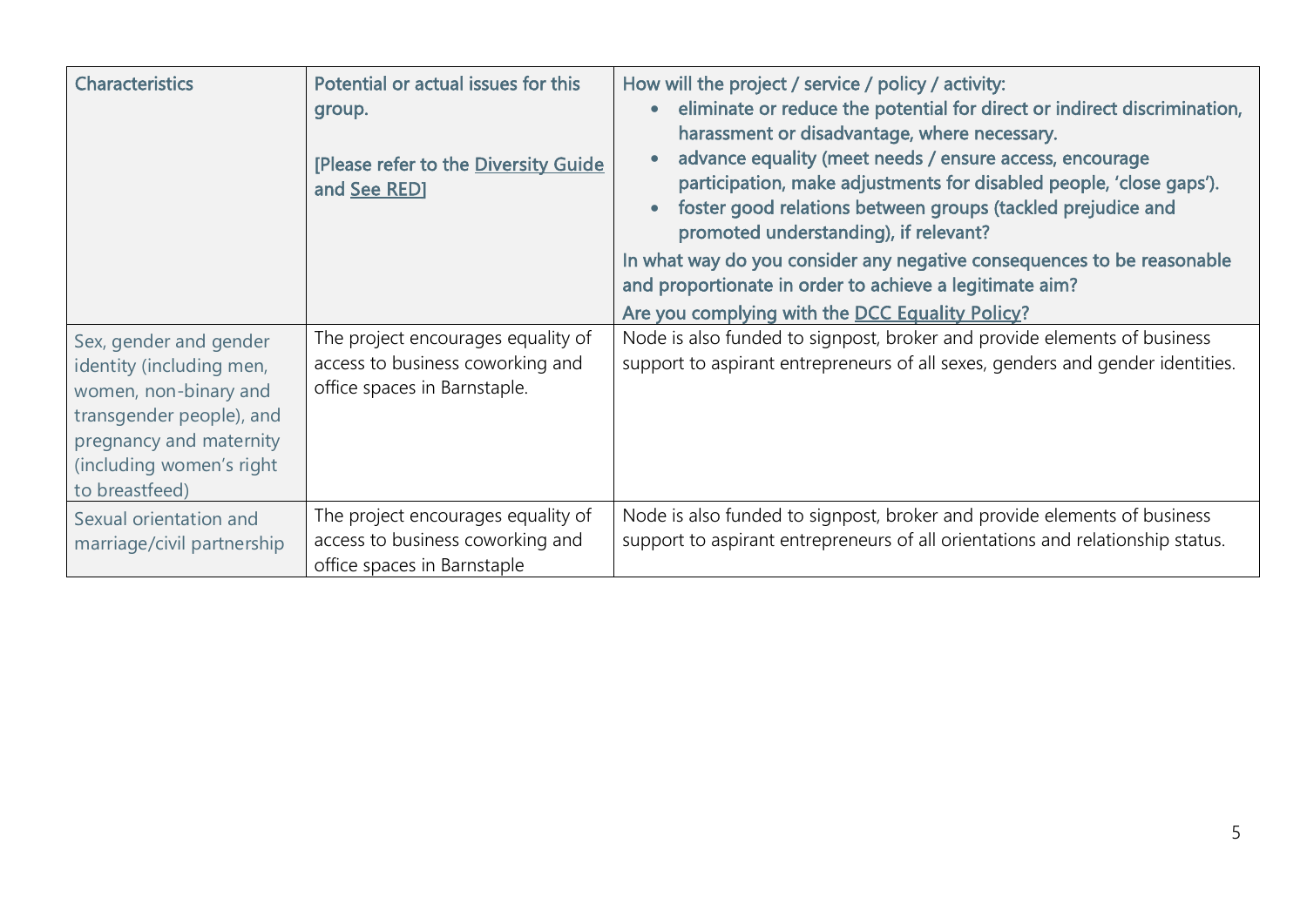| Characteristics | Potential or actual issues for this group.<br><br>[Please refer to the Diversity Guide and See RED] | How will the project / service / policy / activity:<br>• eliminate or reduce the potential for direct or indirect discrimination, harassment or disadvantage, where necessary.<br>• advance equality (meet needs / ensure access, encourage participation, make adjustments for disabled people, 'close gaps').<br>• foster good relations between groups (tackled prejudice and promoted understanding), if relevant?<br>In what way do you consider any negative consequences to be reasonable and proportionate in order to achieve a legitimate aim?<br>Are you complying with the DCC Equality Policy? |
|---|---|---|
| Sex, gender and gender identity (including men, women, non-binary and transgender people), and pregnancy and maternity (including women's right to breastfeed) | The project encourages equality of access to business coworking and office spaces in Barnstaple. | Node is also funded to signpost, broker and provide elements of business support to aspirant entrepreneurs of all sexes, genders and gender identities. |
| Sexual orientation and marriage/civil partnership | The project encourages equality of access to business coworking and office spaces in Barnstaple | Node is also funded to signpost, broker and provide elements of business support to aspirant entrepreneurs of all orientations and relationship status. |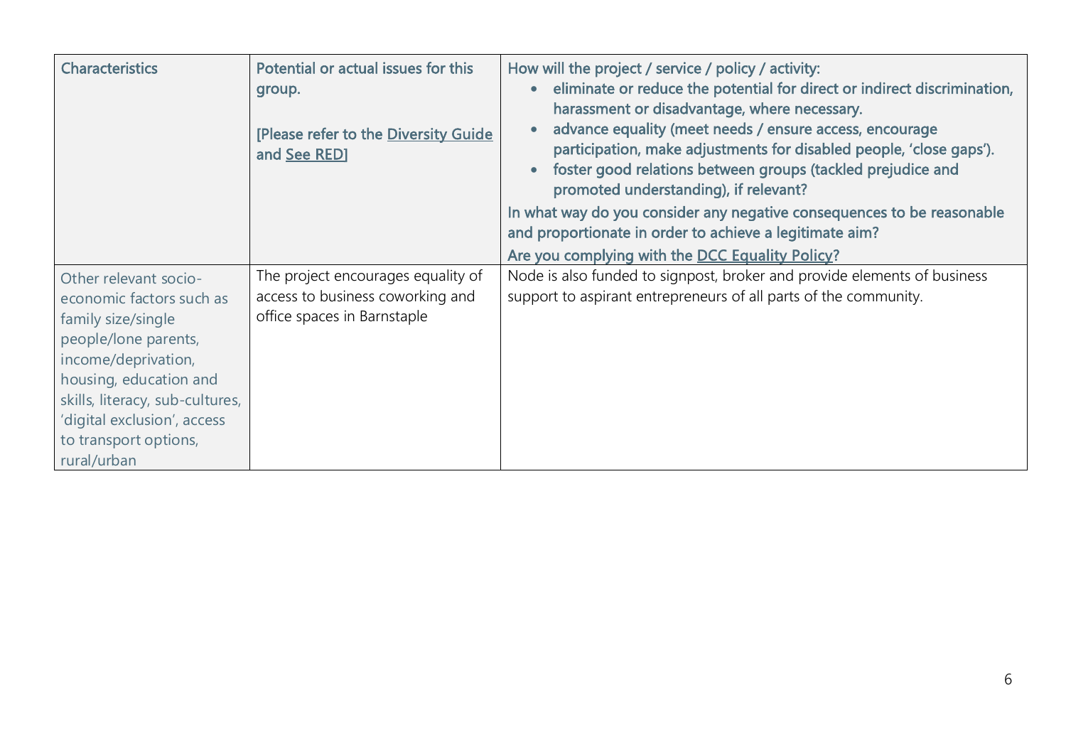| Characteristics | Potential or actual issues for this group.<br><br>[Please refer to the Diversity Guide and See RED] | How will the project / service / policy / activity:<br>• eliminate or reduce the potential for direct or indirect discrimination, harassment or disadvantage, where necessary.<br>• advance equality (meet needs / ensure access, encourage participation, make adjustments for disabled people, 'close gaps').<br>• foster good relations between groups (tackled prejudice and promoted understanding), if relevant?<br>In what way do you consider any negative consequences to be reasonable and proportionate in order to achieve a legitimate aim?<br>Are you complying with the DCC Equality Policy? |
|---|---|---|
| Other relevant socio-economic factors such as family size/single people/lone parents, income/deprivation, housing, education and skills, literacy, sub-cultures, 'digital exclusion', access to transport options, rural/urban | The project encourages equality of access to business coworking and office spaces in Barnstaple | Node is also funded to signpost, broker and provide elements of business support to aspirant entrepreneurs of all parts of the community. |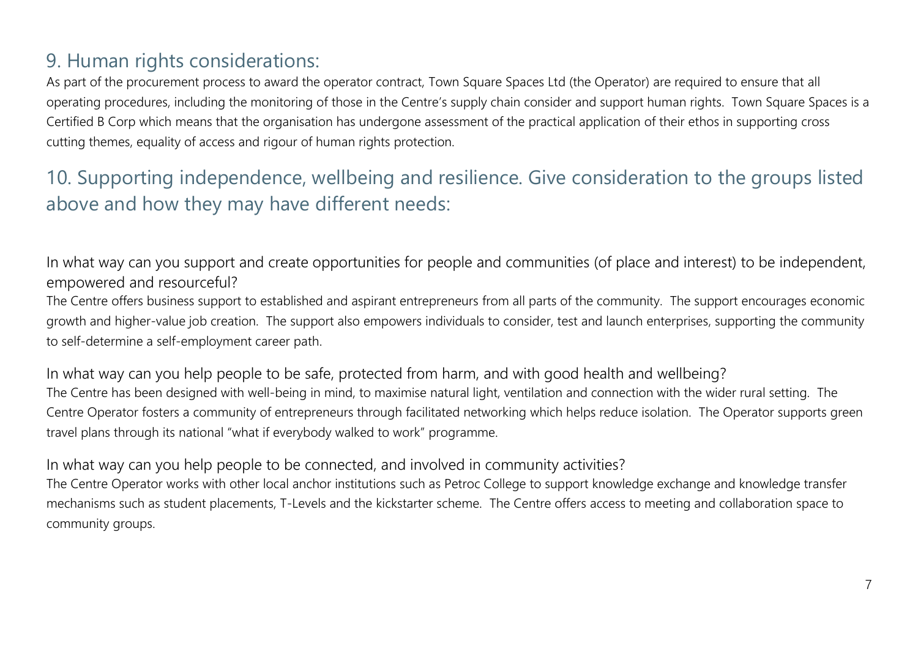## 9. Human rights considerations:

As part of the procurement process to award the operator contract, Town Square Spaces Ltd (the Operator) are required to ensure that all operating procedures, including the monitoring of those in the Centre's supply chain consider and support human rights. Town Square Spaces is a Certified B Corp which means that the organisation has undergone assessment of the practical application of their ethos in supporting cross cutting themes, equality of access and rigour of human rights protection.

## 10. Supporting independence, wellbeing and resilience. Give consideration to the groups listed above and how they may have different needs:

### In what way can you support and create opportunities for people and communities (of place and interest) to be independent, empowered and resourceful?

The Centre offers business support to established and aspirant entrepreneurs from all parts of the community. The support encourages economic growth and higher-value job creation. The support also empowers individuals to consider, test and launch enterprises, supporting the community to self-determine a self-employment career path.

### In what way can you help people to be safe, protected from harm, and with good health and wellbeing?

The Centre has been designed with well-being in mind, to maximise natural light, ventilation and connection with the wider rural setting. The Centre Operator fosters a community of entrepreneurs through facilitated networking which helps reduce isolation. The Operator supports green travel plans through its national "what if everybody walked to work" programme.

### In what way can you help people to be connected, and involved in community activities?

The Centre Operator works with other local anchor institutions such as Petroc College to support knowledge exchange and knowledge transfer mechanisms such as student placements, T-Levels and the kickstarter scheme. The Centre offers access to meeting and collaboration space to community groups.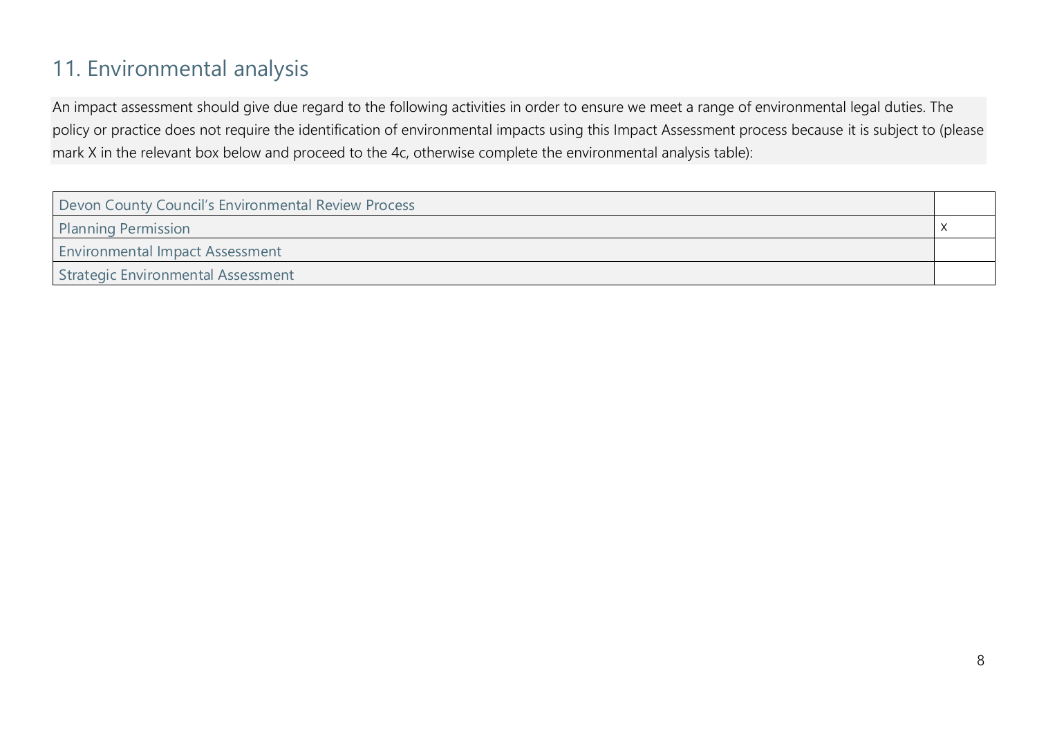## 11. Environmental analysis

An impact assessment should give due regard to the following activities in order to ensure we meet a range of environmental legal duties. The policy or practice does not require the identification of environmental impacts using this Impact Assessment process because it is subject to (please mark X in the relevant box below and proceed to the 4c, otherwise complete the environmental analysis table):

| | |
|---|---|
| Devon County Council's Environmental Review Process | |
| Planning Permission | X |
| Environmental Impact Assessment | |
| Strategic Environmental Assessment | |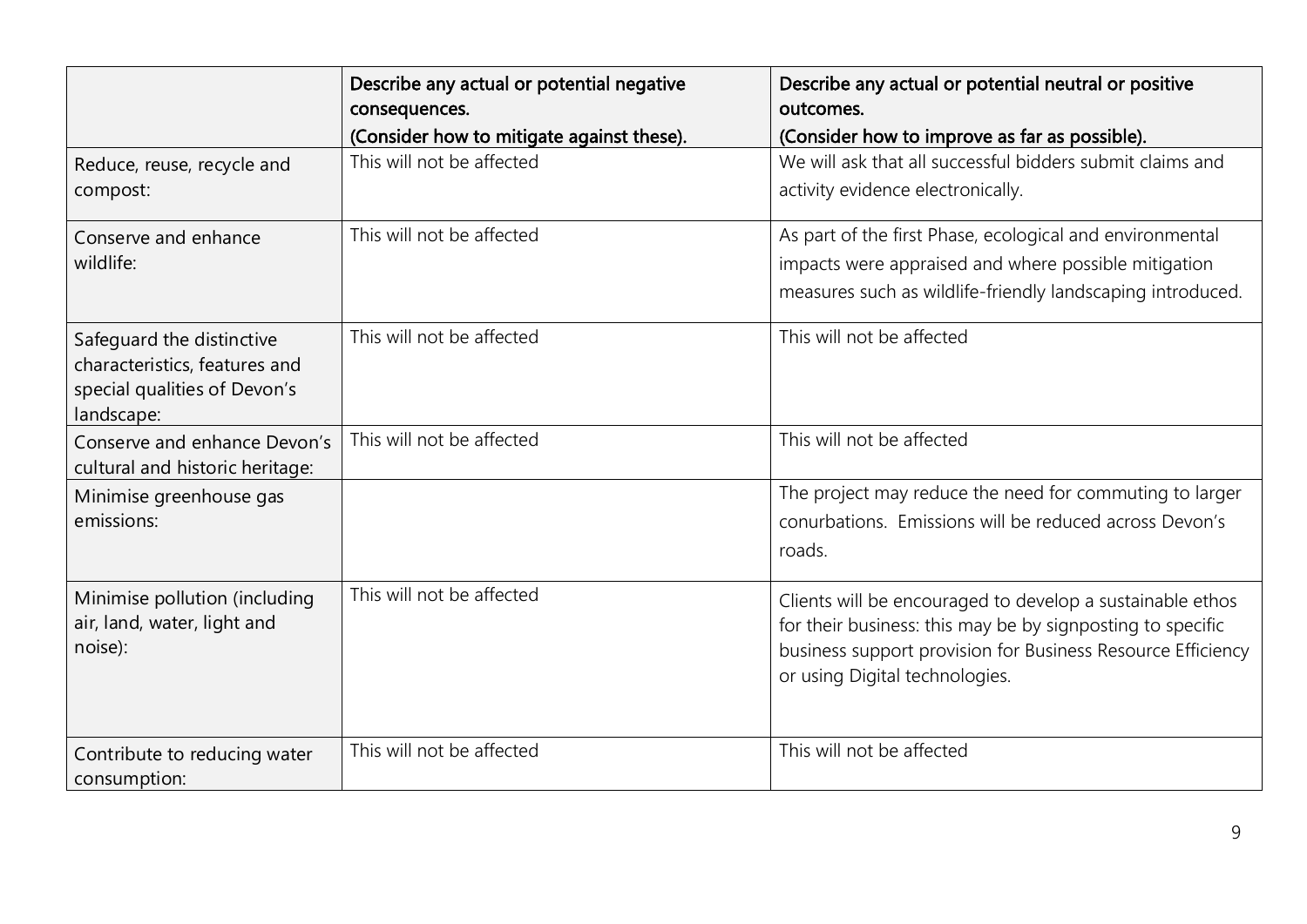| | Describe any actual or potential negative consequences.<br>(Consider how to mitigate against these). | Describe any actual or potential neutral or positive outcomes.<br>(Consider how to improve as far as possible). |
|---|---|---|
| Reduce, reuse, recycle and compost: | This will not be affected | We will ask that all successful bidders submit claims and activity evidence electronically. |
| Conserve and enhance wildlife: | This will not be affected | As part of the first Phase, ecological and environmental impacts were appraised and where possible mitigation measures such as wildlife-friendly landscaping introduced. |
| Safeguard the distinctive characteristics, features and special qualities of Devon's landscape: | This will not be affected | This will not be affected |
| Conserve and enhance Devon's cultural and historic heritage: | This will not be affected | This will not be affected |
| Minimise greenhouse gas emissions: | | The project may reduce the need for commuting to larger conurbations. Emissions will be reduced across Devon's roads. |
| Minimise pollution (including air, land, water, light and noise): | This will not be affected | Clients will be encouraged to develop a sustainable ethos for their business: this may be by signposting to specific business support provision for Business Resource Efficiency or using Digital technologies. |
| Contribute to reducing water consumption: | This will not be affected | This will not be affected |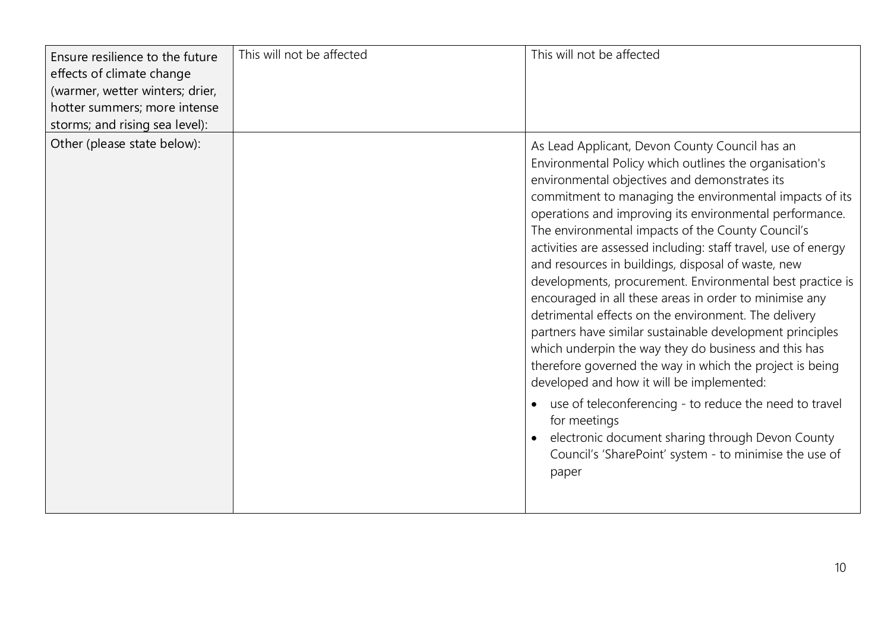| | | |
|---|---|---|
| Ensure resilience to the future effects of climate change (warmer, wetter winters; drier, hotter summers; more intense storms; and rising sea level): | This will not be affected | This will not be affected |
| Other (please state below): | | As Lead Applicant, Devon County Council has an Environmental Policy which outlines the organisation's environmental objectives and demonstrates its commitment to managing the environmental impacts of its operations and improving its environmental performance. The environmental impacts of the County Council's activities are assessed including: staff travel, use of energy and resources in buildings, disposal of waste, new developments, procurement. Environmental best practice is encouraged in all these areas in order to minimise any detrimental effects on the environment. The delivery partners have similar sustainable development principles which underpin the way they do business and this has therefore governed the way in which the project is being developed and how it will be implemented:<br>• use of teleconferencing - to reduce the need to travel for meetings<br>• electronic document sharing through Devon County Council's 'SharePoint' system - to minimise the use of paper |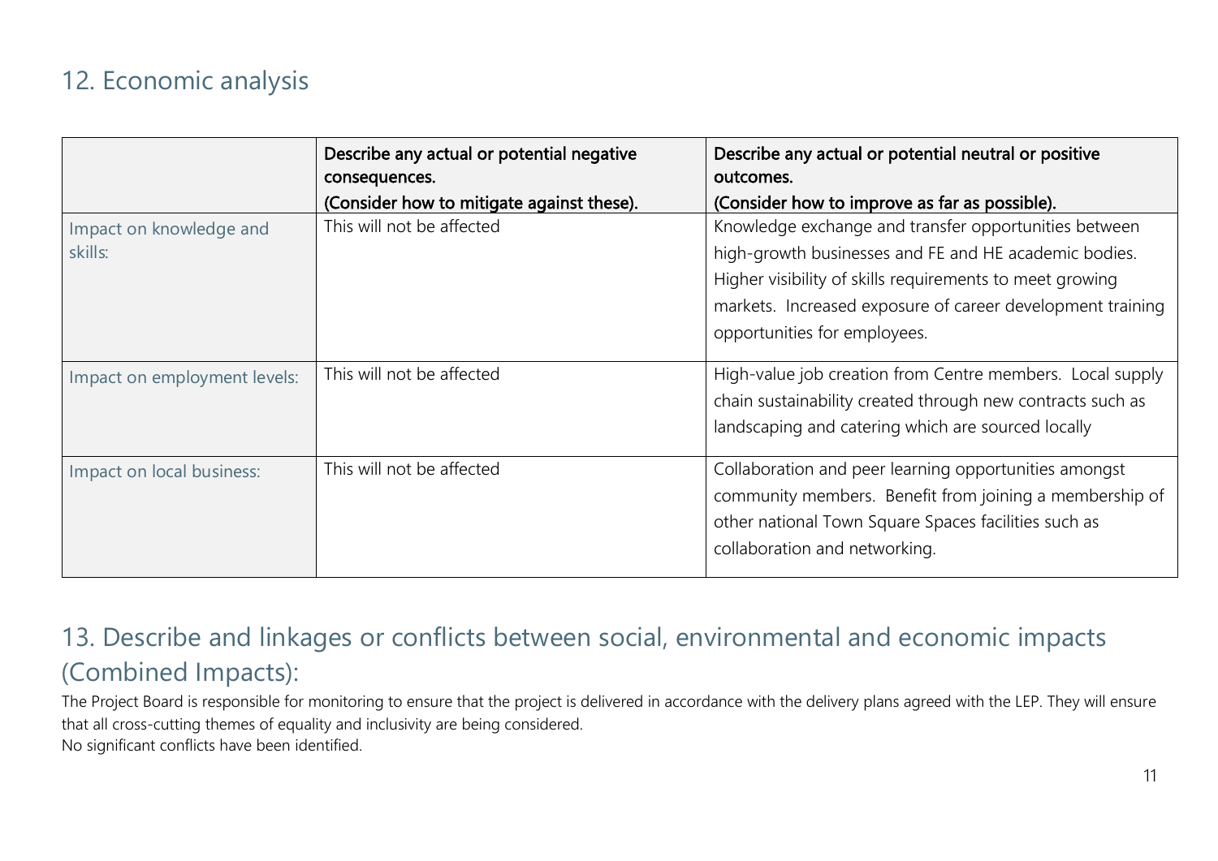## 12. Economic analysis

| | **Describe any actual or potential negative consequences.** **(Consider how to mitigate against these).** | **Describe any actual or potential neutral or positive outcomes.** **(Consider how to improve as far as possible).** |
|---|---|---|
| Impact on knowledge and skills: | This will not be affected | Knowledge exchange and transfer opportunities between high-growth businesses and FE and HE academic bodies. Higher visibility of skills requirements to meet growing markets. Increased exposure of career development training opportunities for employees. |
| Impact on employment levels: | This will not be affected | High-value job creation from Centre members. Local supply chain sustainability created through new contracts such as landscaping and catering which are sourced locally |
| Impact on local business: | This will not be affected | Collaboration and peer learning opportunities amongst community members. Benefit from joining a membership of other national Town Square Spaces facilities such as collaboration and networking. |

## 13. Describe and linkages or conflicts between social, environmental and economic impacts (Combined Impacts):

The Project Board is responsible for monitoring to ensure that the project is delivered in accordance with the delivery plans agreed with the LEP. They will ensure that all cross-cutting themes of equality and inclusivity are being considered.
No significant conflicts have been identified.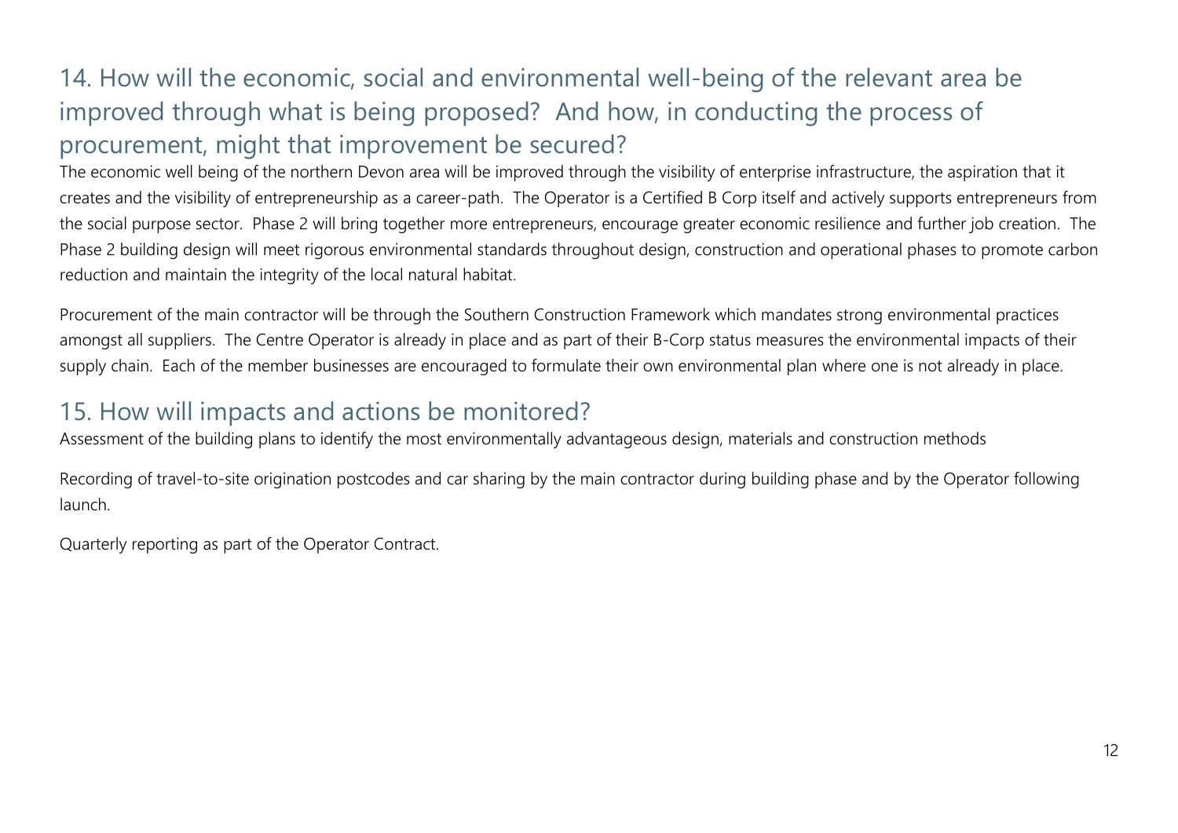## 14. How will the economic, social and environmental well-being of the relevant area be improved through what is being proposed? And how, in conducting the process of procurement, might that improvement be secured?

The economic well being of the northern Devon area will be improved through the visibility of enterprise infrastructure, the aspiration that it creates and the visibility of entrepreneurship as a career-path. The Operator is a Certified B Corp itself and actively supports entrepreneurs from the social purpose sector. Phase 2 will bring together more entrepreneurs, encourage greater economic resilience and further job creation. The Phase 2 building design will meet rigorous environmental standards throughout design, construction and operational phases to promote carbon reduction and maintain the integrity of the local natural habitat.

Procurement of the main contractor will be through the Southern Construction Framework which mandates strong environmental practices amongst all suppliers. The Centre Operator is already in place and as part of their B-Corp status measures the environmental impacts of their supply chain. Each of the member businesses are encouraged to formulate their own environmental plan where one is not already in place.

## 15. How will impacts and actions be monitored?

Assessment of the building plans to identify the most environmentally advantageous design, materials and construction methods

Recording of travel-to-site origination postcodes and car sharing by the main contractor during building phase and by the Operator following launch.

Quarterly reporting as part of the Operator Contract.